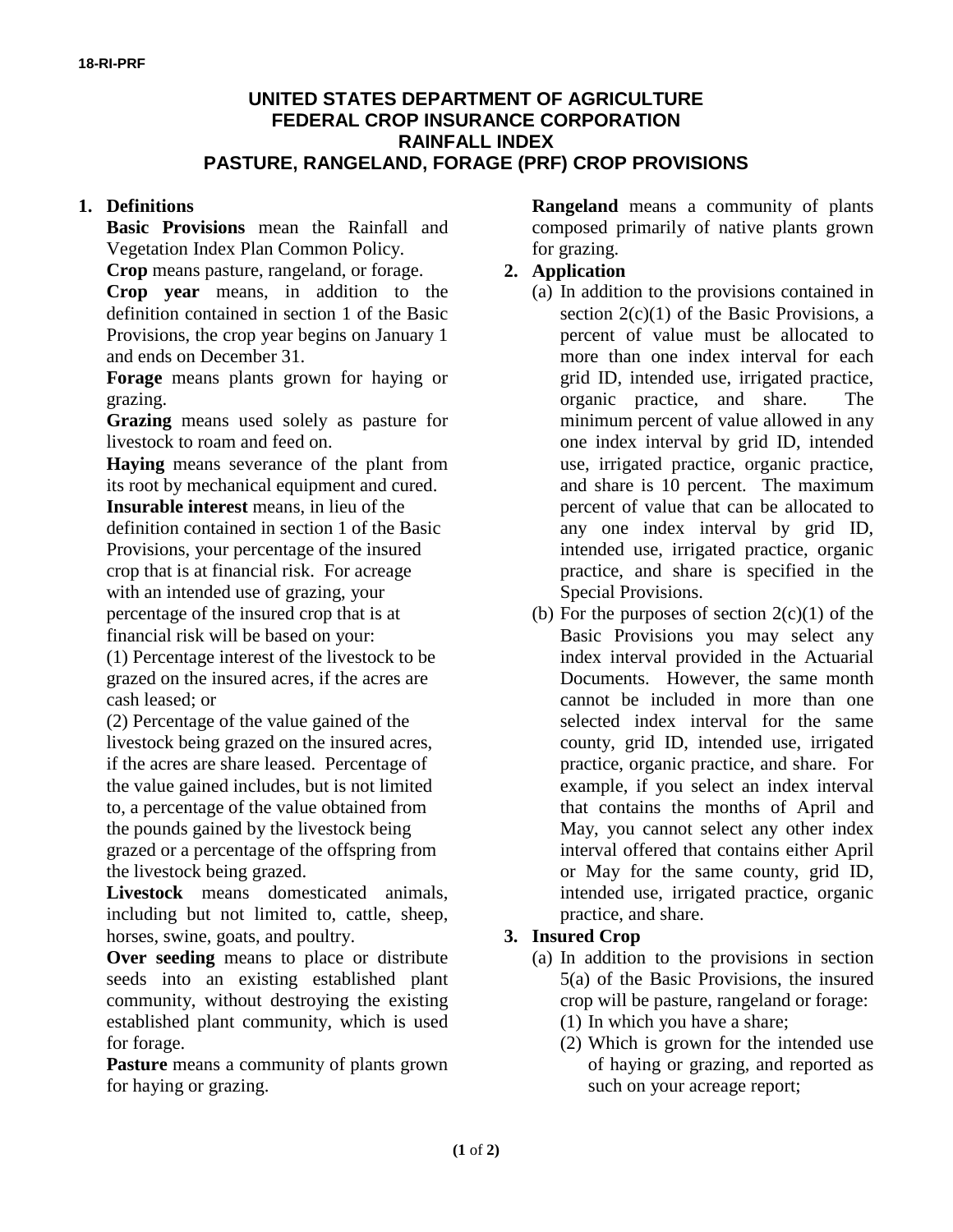18-RI-PRF

# UNITED STATES DEPARTMENT OF AGRICULTURE
# FEDERAL CROP INSURANCE CORPORATION
# RAINFALL INDEX
# PASTURE, RANGELAND, FORAGE (PRF) CROP PROVISIONS

## 1. Definitions

**Basic Provisions** mean the Rainfall and Vegetation Index Plan Common Policy.

**Crop** means pasture, rangeland, or forage.

**Crop year** means, in addition to the definition contained in section 1 of the Basic Provisions, the crop year begins on January 1 and ends on December 31.

**Forage** means plants grown for haying or grazing.

**Grazing** means used solely as pasture for livestock to roam and feed on.

**Haying** means severance of the plant from its root by mechanical equipment and cured.

**Insurable interest** means, in lieu of the definition contained in section 1 of the Basic Provisions, your percentage of the insured crop that is at financial risk. For acreage with an intended use of grazing, your percentage of the insured crop that is at financial risk will be based on your:

(1) Percentage interest of the livestock to be grazed on the insured acres, if the acres are cash leased; or

(2) Percentage of the value gained of the livestock being grazed on the insured acres, if the acres are share leased. Percentage of the value gained includes, but is not limited to, a percentage of the value obtained from the pounds gained by the livestock being grazed or a percentage of the offspring from the livestock being grazed.

**Livestock** means domesticated animals, including but not limited to, cattle, sheep, horses, swine, goats, and poultry.

**Over seeding** means to place or distribute seeds into an existing established plant community, without destroying the existing established plant community, which is used for forage.

**Pasture** means a community of plants grown for haying or grazing.

**Rangeland** means a community of plants composed primarily of native plants grown for grazing.

## 2. Application

(a) In addition to the provisions contained in section 2(c)(1) of the Basic Provisions, a percent of value must be allocated to more than one index interval for each grid ID, intended use, irrigated practice, organic practice, and share. The minimum percent of value allowed in any one index interval by grid ID, intended use, irrigated practice, organic practice, and share is 10 percent. The maximum percent of value that can be allocated to any one index interval by grid ID, intended use, irrigated practice, organic practice, and share is specified in the Special Provisions.

(b) For the purposes of section 2(c)(1) of the Basic Provisions you may select any index interval provided in the Actuarial Documents. However, the same month cannot be included in more than one selected index interval for the same county, grid ID, intended use, irrigated practice, organic practice, and share. For example, if you select an index interval that contains the months of April and May, you cannot select any other index interval offered that contains either April or May for the same county, grid ID, intended use, irrigated practice, organic practice, and share.

## 3. Insured Crop

(a) In addition to the provisions in section 5(a) of the Basic Provisions, the insured crop will be pasture, rangeland or forage:

(1) In which you have a share;

(2) Which is grown for the intended use of haying or grazing, and reported as such on your acreage report;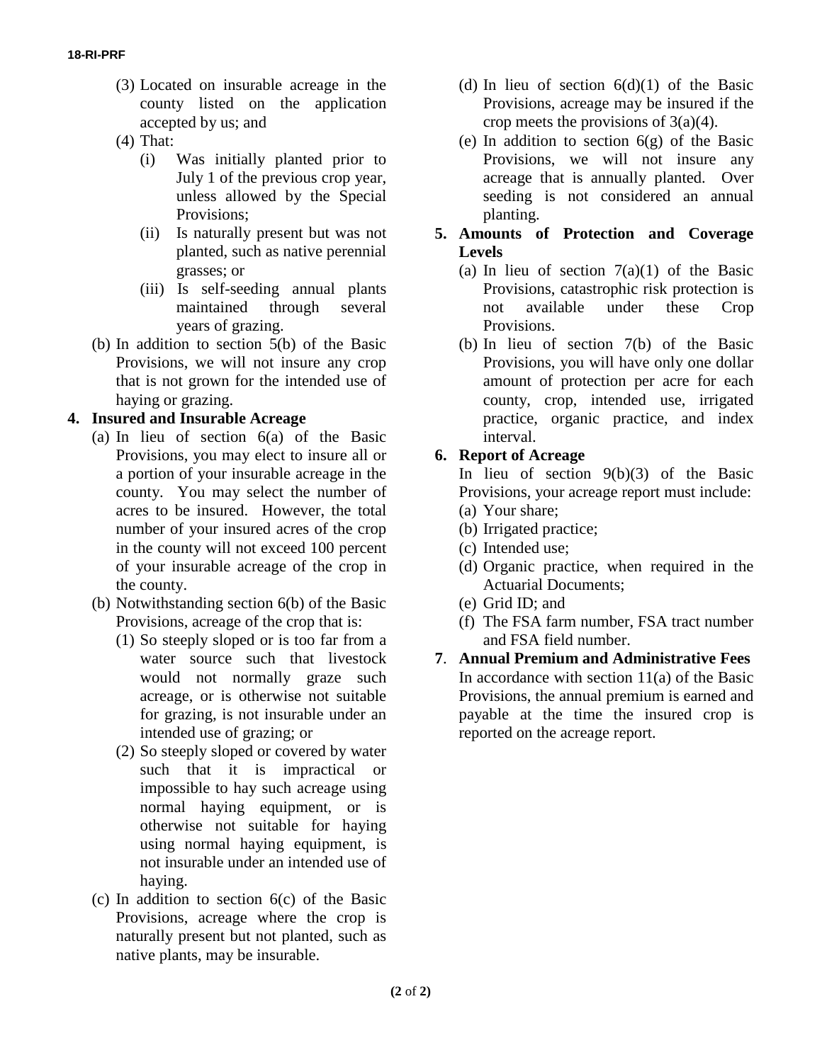(3) Located on insurable acreage in the county listed on the application accepted by us; and

(4) That:

(i) Was initially planted prior to July 1 of the previous crop year, unless allowed by the Special Provisions;

(ii) Is naturally present but was not planted, such as native perennial grasses; or

(iii) Is self-seeding annual plants maintained through several years of grazing.

(b) In addition to section 5(b) of the Basic Provisions, we will not insure any crop that is not grown for the intended use of haying or grazing.

**4. Insured and Insurable Acreage**

(a) In lieu of section 6(a) of the Basic Provisions, you may elect to insure all or a portion of your insurable acreage in the county. You may select the number of acres to be insured. However, the total number of your insured acres of the crop in the county will not exceed 100 percent of your insurable acreage of the crop in the county.

(b) Notwithstanding section 6(b) of the Basic Provisions, acreage of the crop that is:

(1) So steeply sloped or is too far from a water source such that livestock would not normally graze such acreage, or is otherwise not suitable for grazing, is not insurable under an intended use of grazing; or

(2) So steeply sloped or covered by water such that it is impractical or impossible to hay such acreage using normal haying equipment, or is otherwise not suitable for haying using normal haying equipment, is not insurable under an intended use of haying.

(c) In addition to section 6(c) of the Basic Provisions, acreage where the crop is naturally present but not planted, such as native plants, may be insurable.

(d) In lieu of section 6(d)(1) of the Basic Provisions, acreage may be insured if the crop meets the provisions of 3(a)(4).

(e) In addition to section 6(g) of the Basic Provisions, we will not insure any acreage that is annually planted. Over seeding is not considered an annual planting.

**5. Amounts of Protection and Coverage Levels**

(a) In lieu of section 7(a)(1) of the Basic Provisions, catastrophic risk protection is not available under these Crop Provisions.

(b) In lieu of section 7(b) of the Basic Provisions, you will have only one dollar amount of protection per acre for each county, crop, intended use, irrigated practice, organic practice, and index interval.

**6. Report of Acreage**

In lieu of section 9(b)(3) of the Basic Provisions, your acreage report must include:

(a) Your share;

(b) Irrigated practice;

(c) Intended use;

(d) Organic practice, when required in the Actuarial Documents;

(e) Grid ID; and

(f) The FSA farm number, FSA tract number and FSA field number.

**7. Annual Premium and Administrative Fees**

In accordance with section 11(a) of the Basic Provisions, the annual premium is earned and payable at the time the insured crop is reported on the acreage report.